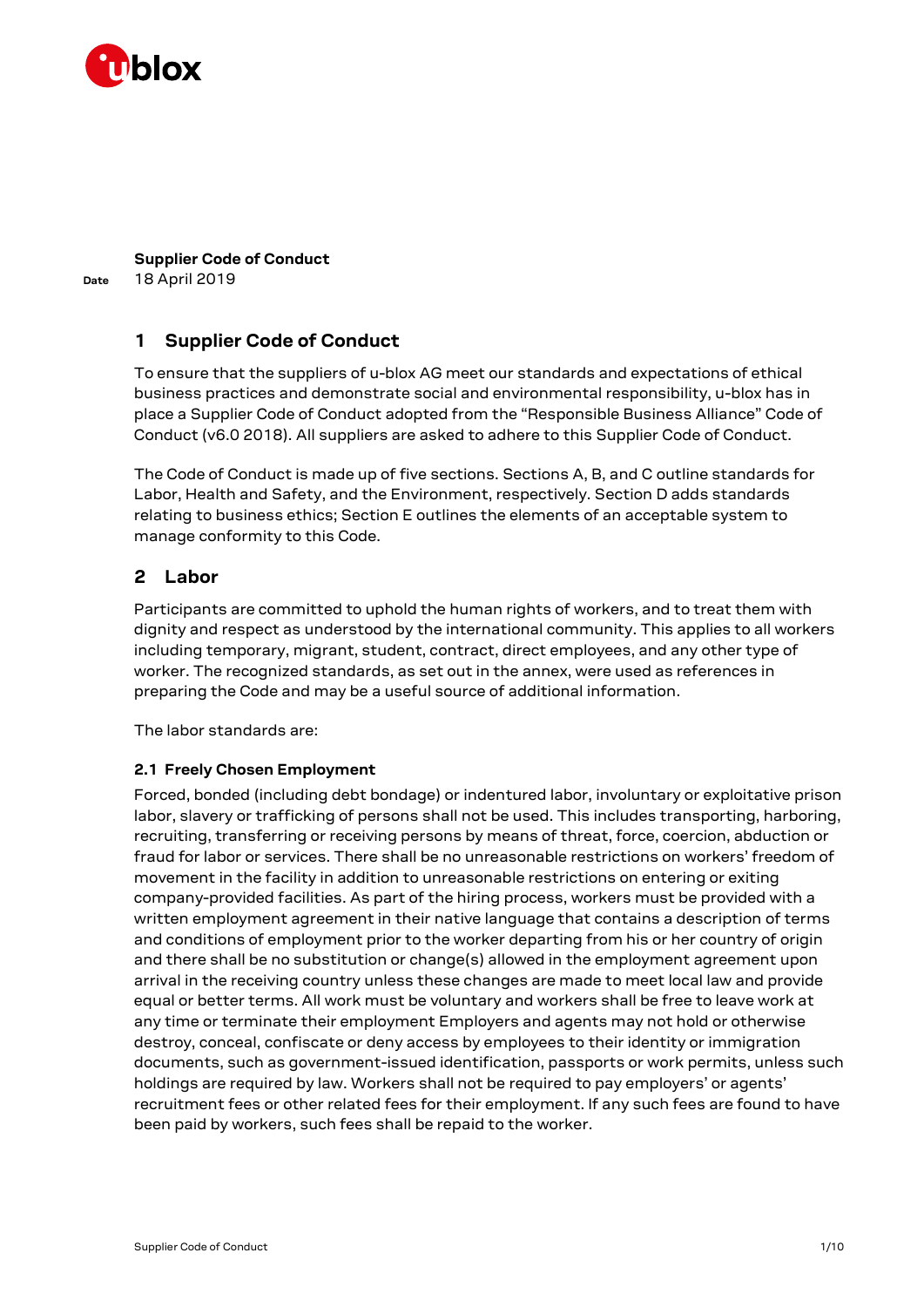**Supplier Code of Conduct**

**Date** 18 April 2019

# 1 Supplier Code of Conduct

To ensure that the suppliers of u-blox AG meet our standards and expectations of ethical business practices and demonstrate social and environmental responsibility, u-blox has in place a Supplier Code of Conduct adopted from the "Responsible Business Alliance" Code of Conduct (v6.0 2018). All suppliers are asked to adhere to this Supplier Code of Conduct.

The Code of Conduct is made up of five sections. Sections A, B, and C outline standards for Labor, Health and Safety, and the Environment, respectively. Section D adds standards relating to business ethics; Section E outlines the elements of an acceptable system to manage conformity to this Code.

# 2 Labor

Participants are committed to uphold the human rights of workers, and to treat them with dignity and respect as understood by the international community. This applies to all workers including temporary, migrant, student, contract, direct employees, and any other type of worker. The recognized standards, as set out in the annex, were used as references in preparing the Code and may be a useful source of additional information.

The labor standards are:

### 2.1 Freely Chosen Employment

Forced, bonded (including debt bondage) or indentured labor, involuntary or exploitative prison labor, slavery or trafficking of persons shall not be used. This includes transporting, harboring, recruiting, transferring or receiving persons by means of threat, force, coercion, abduction or fraud for labor or services. There shall be no unreasonable restrictions on workers' freedom of movement in the facility in addition to unreasonable restrictions on entering or exiting company-provided facilities. As part of the hiring process, workers must be provided with a written employment agreement in their native language that contains a description of terms and conditions of employment prior to the worker departing from his or her country of origin and there shall be no substitution or change(s) allowed in the employment agreement upon arrival in the receiving country unless these changes are made to meet local law and provide equal or better terms. All work must be voluntary and workers shall be free to leave work at any time or terminate their employment Employers and agents may not hold or otherwise destroy, conceal, confiscate or deny access by employees to their identity or immigration documents, such as government-issued identification, passports or work permits, unless such holdings are required by law. Workers shall not be required to pay employers' or agents' recruitment fees or other related fees for their employment. If any such fees are found to have been paid by workers, such fees shall be repaid to the worker.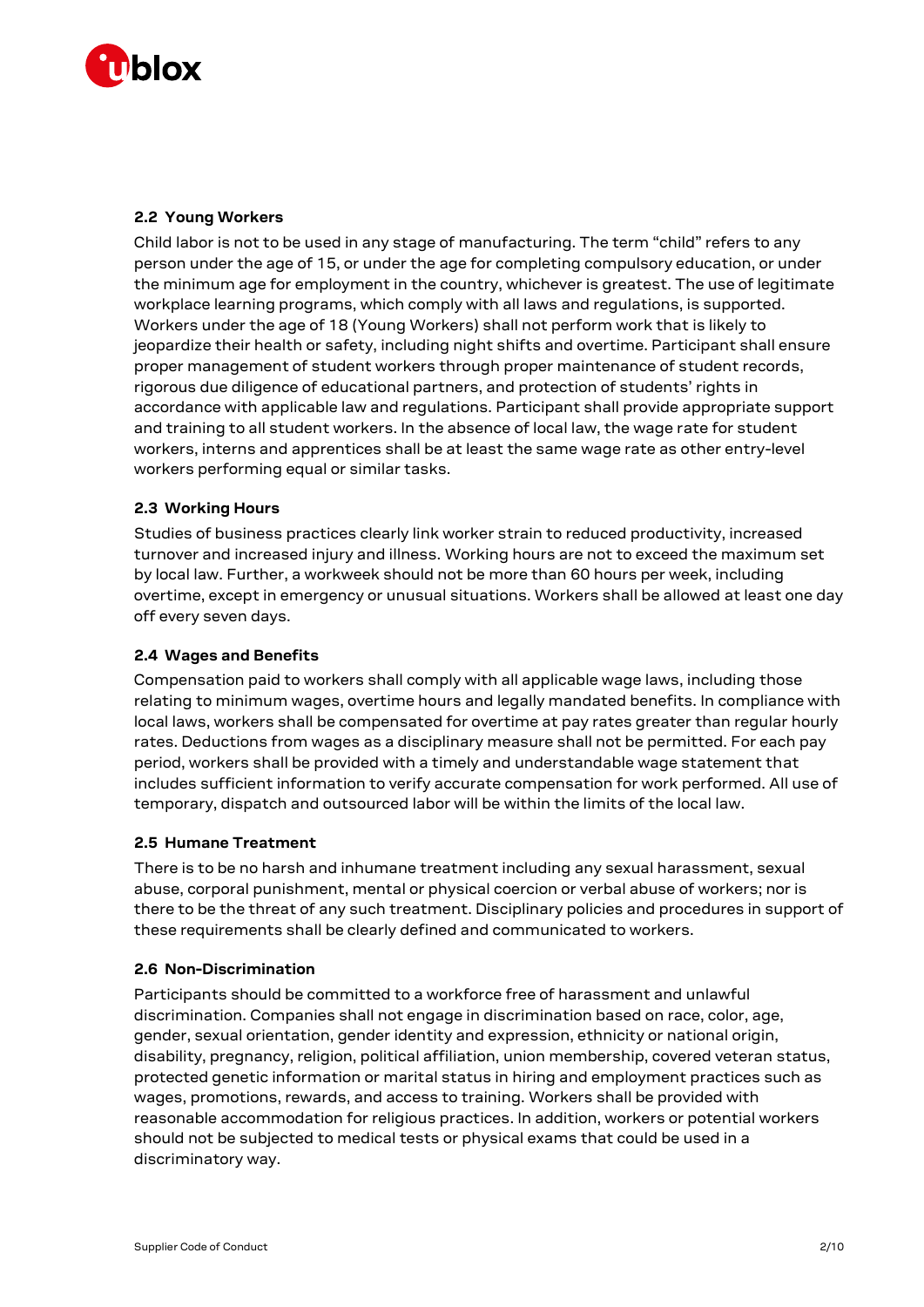### 2.2 Young Workers

Child labor is not to be used in any stage of manufacturing. The term "child" refers to any person under the age of 15, or under the age for completing compulsory education, or under the minimum age for employment in the country, whichever is greatest. The use of legitimate workplace learning programs, which comply with all laws and regulations, is supported. Workers under the age of 18 (Young Workers) shall not perform work that is likely to jeopardize their health or safety, including night shifts and overtime. Participant shall ensure proper management of student workers through proper maintenance of student records, rigorous due diligence of educational partners, and protection of students' rights in accordance with applicable law and regulations. Participant shall provide appropriate support and training to all student workers. In the absence of local law, the wage rate for student workers, interns and apprentices shall be at least the same wage rate as other entry-level workers performing equal or similar tasks.

### 2.3 Working Hours

Studies of business practices clearly link worker strain to reduced productivity, increased turnover and increased injury and illness. Working hours are not to exceed the maximum set by local law. Further, a workweek should not be more than 60 hours per week, including overtime, except in emergency or unusual situations. Workers shall be allowed at least one day off every seven days.

### 2.4 Wages and Benefits

Compensation paid to workers shall comply with all applicable wage laws, including those relating to minimum wages, overtime hours and legally mandated benefits. In compliance with local laws, workers shall be compensated for overtime at pay rates greater than regular hourly rates. Deductions from wages as a disciplinary measure shall not be permitted. For each pay period, workers shall be provided with a timely and understandable wage statement that includes sufficient information to verify accurate compensation for work performed. All use of temporary, dispatch and outsourced labor will be within the limits of the local law.

### 2.5 Humane Treatment

There is to be no harsh and inhumane treatment including any sexual harassment, sexual abuse, corporal punishment, mental or physical coercion or verbal abuse of workers; nor is there to be the threat of any such treatment. Disciplinary policies and procedures in support of these requirements shall be clearly defined and communicated to workers.

### 2.6 Non-Discrimination

Participants should be committed to a workforce free of harassment and unlawful discrimination. Companies shall not engage in discrimination based on race, color, age, gender, sexual orientation, gender identity and expression, ethnicity or national origin, disability, pregnancy, religion, political affiliation, union membership, covered veteran status, protected genetic information or marital status in hiring and employment practices such as wages, promotions, rewards, and access to training. Workers shall be provided with reasonable accommodation for religious practices. In addition, workers or potential workers should not be subjected to medical tests or physical exams that could be used in a discriminatory way.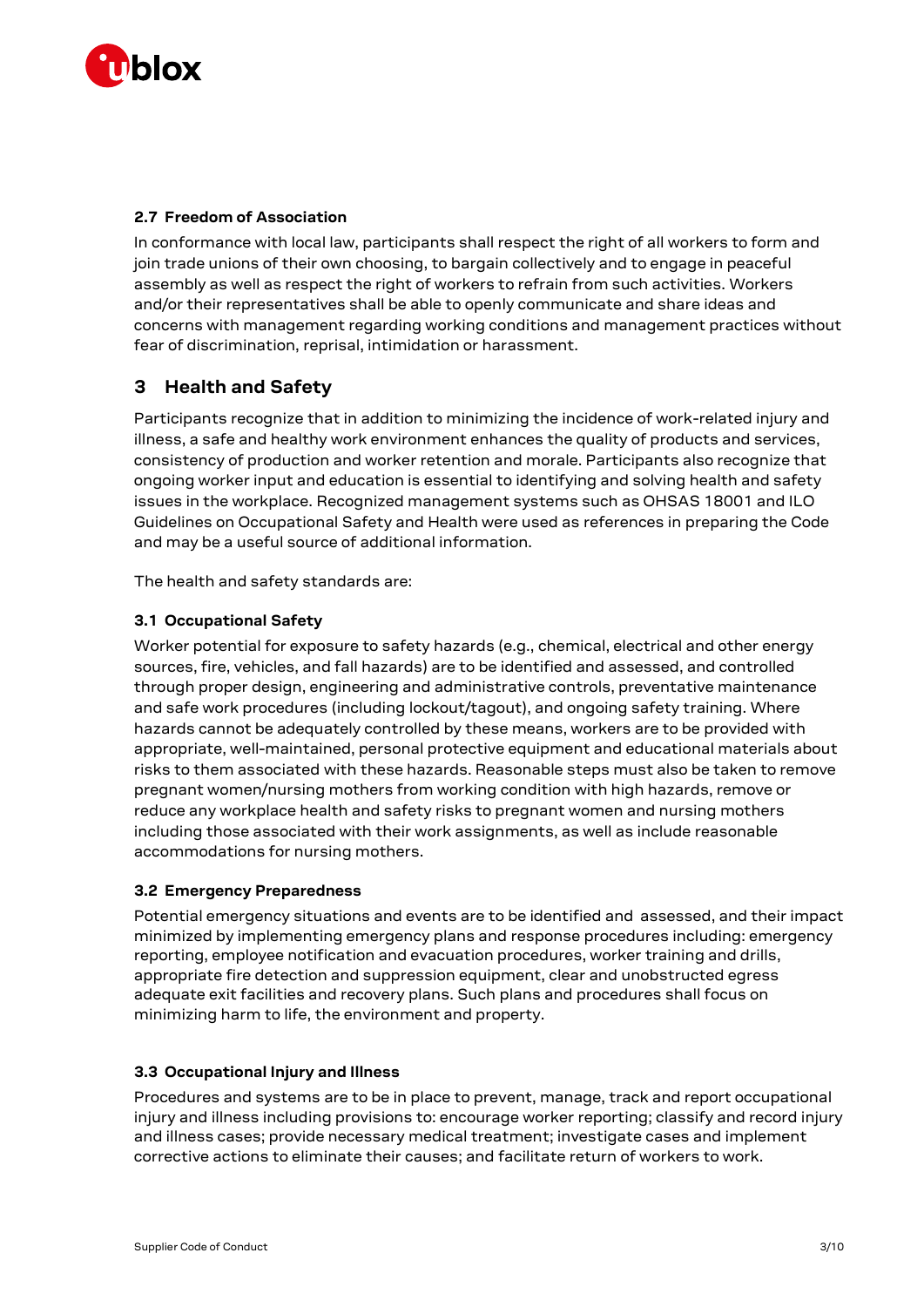### 2.7 Freedom of Association

In conformance with local law, participants shall respect the right of all workers to form and join trade unions of their own choosing, to bargain collectively and to engage in peaceful assembly as well as respect the right of workers to refrain from such activities. Workers and/or their representatives shall be able to openly communicate and share ideas and concerns with management regarding working conditions and management practices without fear of discrimination, reprisal, intimidation or harassment.

## 3 Health and Safety

Participants recognize that in addition to minimizing the incidence of work-related injury and illness, a safe and healthy work environment enhances the quality of products and services, consistency of production and worker retention and morale. Participants also recognize that ongoing worker input and education is essential to identifying and solving health and safety issues in the workplace. Recognized management systems such as OHSAS 18001 and ILO Guidelines on Occupational Safety and Health were used as references in preparing the Code and may be a useful source of additional information.

The health and safety standards are:

### 3.1 Occupational Safety

Worker potential for exposure to safety hazards (e.g., chemical, electrical and other energy sources, fire, vehicles, and fall hazards) are to be identified and assessed, and controlled through proper design, engineering and administrative controls, preventative maintenance and safe work procedures (including lockout/tagout), and ongoing safety training. Where hazards cannot be adequately controlled by these means, workers are to be provided with appropriate, well-maintained, personal protective equipment and educational materials about risks to them associated with these hazards. Reasonable steps must also be taken to remove pregnant women/nursing mothers from working condition with high hazards, remove or reduce any workplace health and safety risks to pregnant women and nursing mothers including those associated with their work assignments, as well as include reasonable accommodations for nursing mothers.

### 3.2 Emergency Preparedness

Potential emergency situations and events are to be identified and assessed, and their impact minimized by implementing emergency plans and response procedures including: emergency reporting, employee notification and evacuation procedures, worker training and drills, appropriate fire detection and suppression equipment, clear and unobstructed egress adequate exit facilities and recovery plans. Such plans and procedures shall focus on minimizing harm to life, the environment and property.

### 3.3 Occupational Injury and Illness

Procedures and systems are to be in place to prevent, manage, track and report occupational injury and illness including provisions to: encourage worker reporting; classify and record injury and illness cases; provide necessary medical treatment; investigate cases and implement corrective actions to eliminate their causes; and facilitate return of workers to work.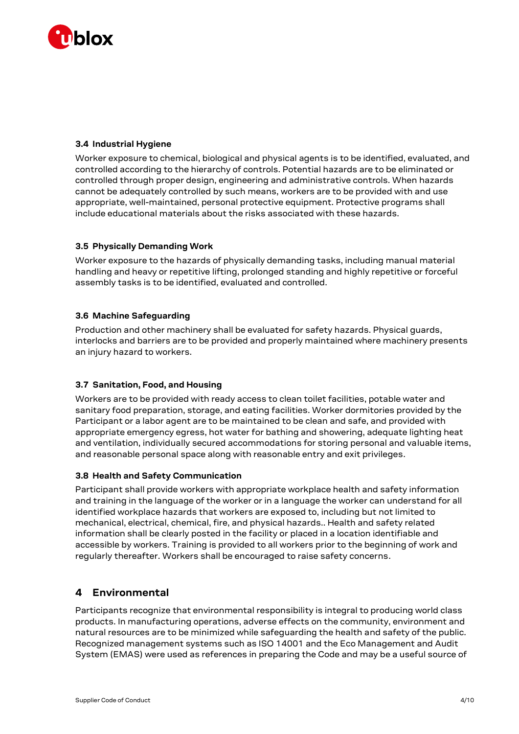### 3.4 Industrial Hygiene

Worker exposure to chemical, biological and physical agents is to be identified, evaluated, and controlled according to the hierarchy of controls. Potential hazards are to be eliminated or controlled through proper design, engineering and administrative controls. When hazards cannot be adequately controlled by such means, workers are to be provided with and use appropriate, well-maintained, personal protective equipment. Protective programs shall include educational materials about the risks associated with these hazards.

### 3.5 Physically Demanding Work

Worker exposure to the hazards of physically demanding tasks, including manual material handling and heavy or repetitive lifting, prolonged standing and highly repetitive or forceful assembly tasks is to be identified, evaluated and controlled.

### 3.6 Machine Safeguarding

Production and other machinery shall be evaluated for safety hazards. Physical guards, interlocks and barriers are to be provided and properly maintained where machinery presents an injury hazard to workers.

### 3.7 Sanitation, Food, and Housing

Workers are to be provided with ready access to clean toilet facilities, potable water and sanitary food preparation, storage, and eating facilities. Worker dormitories provided by the Participant or a labor agent are to be maintained to be clean and safe, and provided with appropriate emergency egress, hot water for bathing and showering, adequate lighting heat and ventilation, individually secured accommodations for storing personal and valuable items, and reasonable personal space along with reasonable entry and exit privileges.

### 3.8 Health and Safety Communication

Participant shall provide workers with appropriate workplace health and safety information and training in the language of the worker or in a language the worker can understand for all identified workplace hazards that workers are exposed to, including but not limited to mechanical, electrical, chemical, fire, and physical hazards.. Health and safety related information shall be clearly posted in the facility or placed in a location identifiable and accessible by workers. Training is provided to all workers prior to the beginning of work and regularly thereafter. Workers shall be encouraged to raise safety concerns.

## 4 Environmental

Participants recognize that environmental responsibility is integral to producing world class products. In manufacturing operations, adverse effects on the community, environment and natural resources are to be minimized while safeguarding the health and safety of the public. Recognized management systems such as ISO 14001 and the Eco Management and Audit System (EMAS) were used as references in preparing the Code and may be a useful source of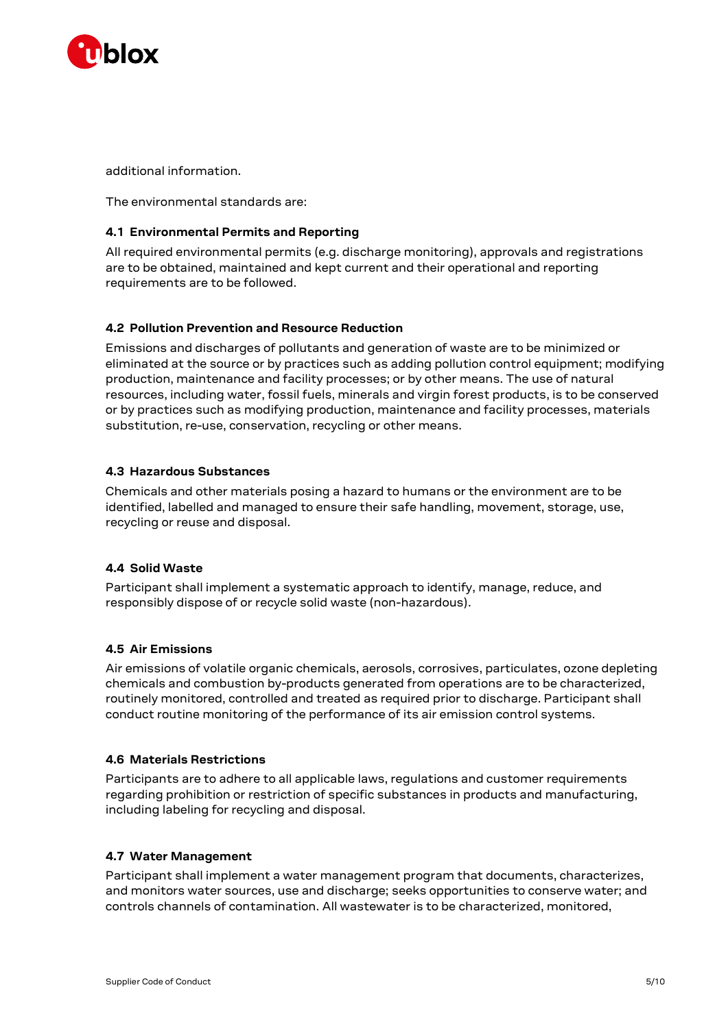additional information.

The environmental standards are:

### 4.1 Environmental Permits and Reporting

All required environmental permits (e.g. discharge monitoring), approvals and registrations are to be obtained, maintained and kept current and their operational and reporting requirements are to be followed.

### 4.2 Pollution Prevention and Resource Reduction

Emissions and discharges of pollutants and generation of waste are to be minimized or eliminated at the source or by practices such as adding pollution control equipment; modifying production, maintenance and facility processes; or by other means. The use of natural resources, including water, fossil fuels, minerals and virgin forest products, is to be conserved or by practices such as modifying production, maintenance and facility processes, materials substitution, re-use, conservation, recycling or other means.

### 4.3 Hazardous Substances

Chemicals and other materials posing a hazard to humans or the environment are to be identified, labelled and managed to ensure their safe handling, movement, storage, use, recycling or reuse and disposal.

### 4.4 Solid Waste

Participant shall implement a systematic approach to identify, manage, reduce, and responsibly dispose of or recycle solid waste (non-hazardous).

### 4.5 Air Emissions

Air emissions of volatile organic chemicals, aerosols, corrosives, particulates, ozone depleting chemicals and combustion by-products generated from operations are to be characterized, routinely monitored, controlled and treated as required prior to discharge. Participant shall conduct routine monitoring of the performance of its air emission control systems.

### 4.6 Materials Restrictions

Participants are to adhere to all applicable laws, regulations and customer requirements regarding prohibition or restriction of specific substances in products and manufacturing, including labeling for recycling and disposal.

### 4.7 Water Management

Participant shall implement a water management program that documents, characterizes, and monitors water sources, use and discharge; seeks opportunities to conserve water; and controls channels of contamination. All wastewater is to be characterized, monitored,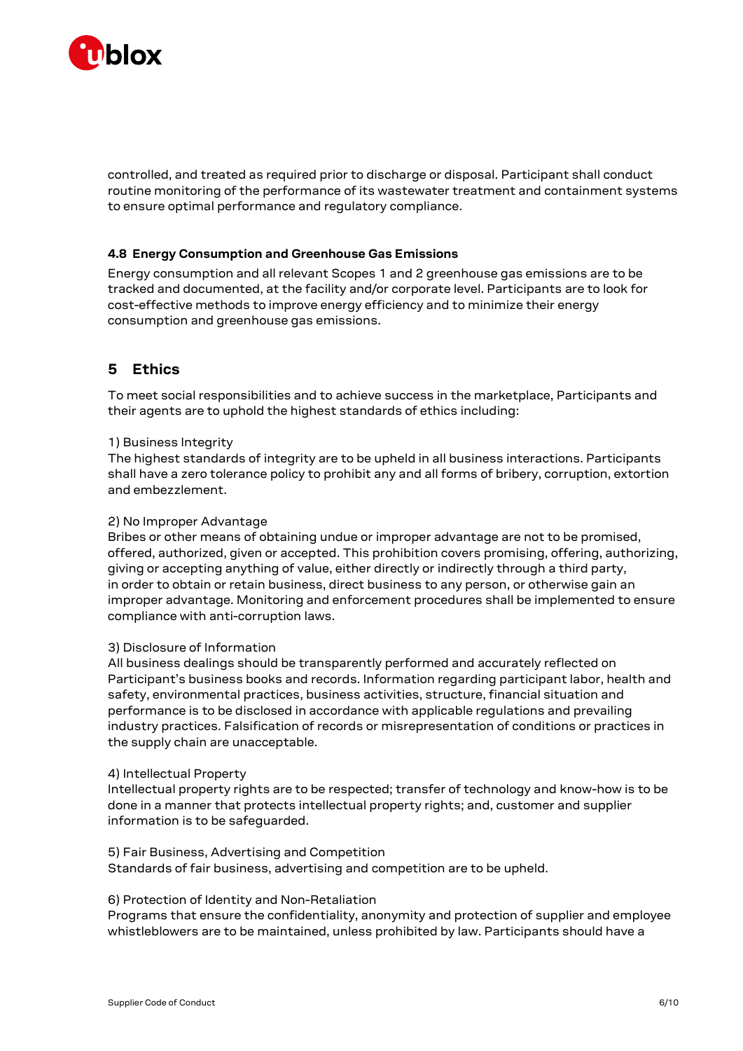controlled, and treated as required prior to discharge or disposal. Participant shall conduct routine monitoring of the performance of its wastewater treatment and containment systems to ensure optimal performance and regulatory compliance.

### 4.8 Energy Consumption and Greenhouse Gas Emissions

Energy consumption and all relevant Scopes 1 and 2 greenhouse gas emissions are to be tracked and documented, at the facility and/or corporate level. Participants are to look for cost-effective methods to improve energy efficiency and to minimize their energy consumption and greenhouse gas emissions.

## 5 Ethics

To meet social responsibilities and to achieve success in the marketplace, Participants and their agents are to uphold the highest standards of ethics including:

1) Business Integrity
The highest standards of integrity are to be upheld in all business interactions. Participants shall have a zero tolerance policy to prohibit any and all forms of bribery, corruption, extortion and embezzlement.

2) No Improper Advantage
Bribes or other means of obtaining undue or improper advantage are not to be promised, offered, authorized, given or accepted. This prohibition covers promising, offering, authorizing, giving or accepting anything of value, either directly or indirectly through a third party, in order to obtain or retain business, direct business to any person, or otherwise gain an improper advantage. Monitoring and enforcement procedures shall be implemented to ensure compliance with anti-corruption laws.

3) Disclosure of Information
All business dealings should be transparently performed and accurately reflected on Participant's business books and records. Information regarding participant labor, health and safety, environmental practices, business activities, structure, financial situation and performance is to be disclosed in accordance with applicable regulations and prevailing industry practices. Falsification of records or misrepresentation of conditions or practices in the supply chain are unacceptable.

4) Intellectual Property
Intellectual property rights are to be respected; transfer of technology and know-how is to be done in a manner that protects intellectual property rights; and, customer and supplier information is to be safeguarded.

5) Fair Business, Advertising and Competition
Standards of fair business, advertising and competition are to be upheld.

6) Protection of Identity and Non-Retaliation
Programs that ensure the confidentiality, anonymity and protection of supplier and employee whistleblowers are to be maintained, unless prohibited by law. Participants should have a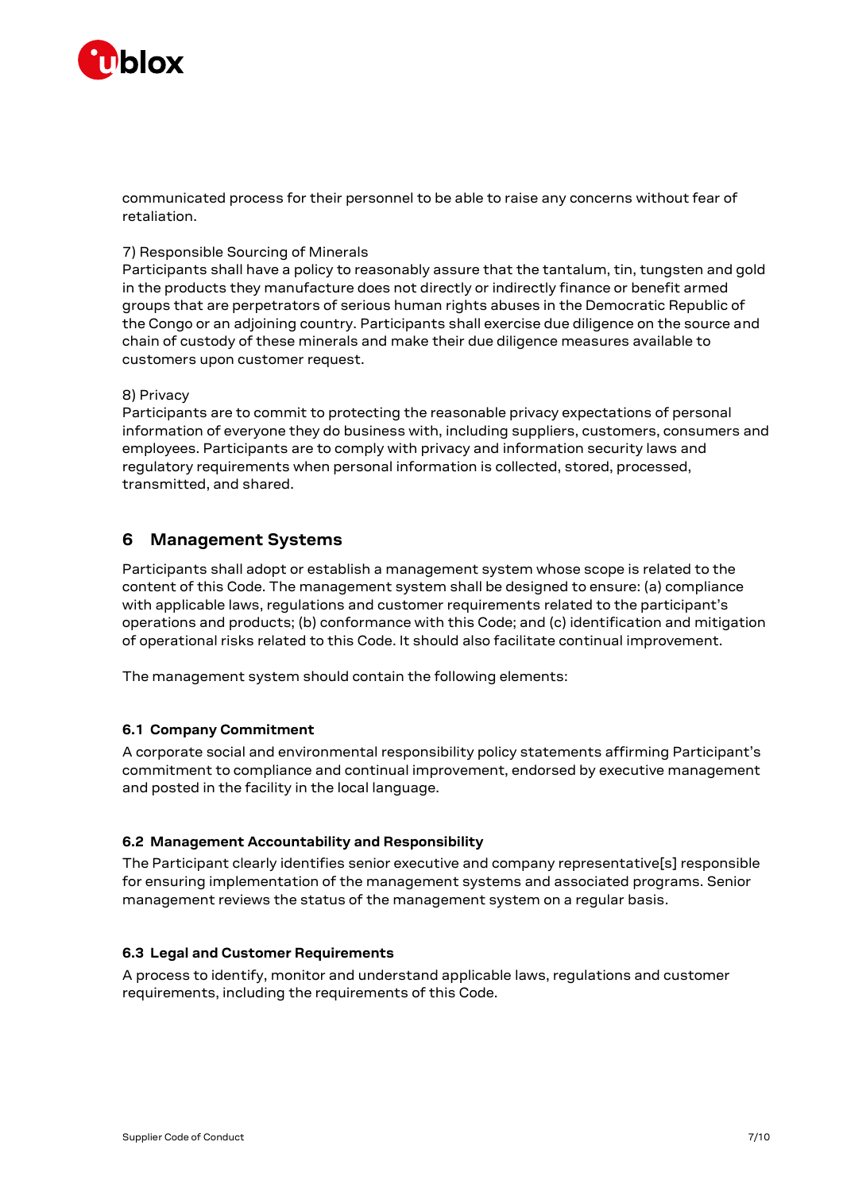communicated process for their personnel to be able to raise any concerns without fear of retaliation.

7) Responsible Sourcing of Minerals
Participants shall have a policy to reasonably assure that the tantalum, tin, tungsten and gold in the products they manufacture does not directly or indirectly finance or benefit armed groups that are perpetrators of serious human rights abuses in the Democratic Republic of the Congo or an adjoining country. Participants shall exercise due diligence on the source and chain of custody of these minerals and make their due diligence measures available to customers upon customer request.

8) Privacy
Participants are to commit to protecting the reasonable privacy expectations of personal information of everyone they do business with, including suppliers, customers, consumers and employees. Participants are to comply with privacy and information security laws and regulatory requirements when personal information is collected, stored, processed, transmitted, and shared.

# 6 Management Systems

Participants shall adopt or establish a management system whose scope is related to the content of this Code. The management system shall be designed to ensure: (a) compliance with applicable laws, regulations and customer requirements related to the participant's operations and products; (b) conformance with this Code; and (c) identification and mitigation of operational risks related to this Code. It should also facilitate continual improvement.

The management system should contain the following elements:

## 6.1 Company Commitment

A corporate social and environmental responsibility policy statements affirming Participant's commitment to compliance and continual improvement, endorsed by executive management and posted in the facility in the local language.

## 6.2 Management Accountability and Responsibility

The Participant clearly identifies senior executive and company representative[s] responsible for ensuring implementation of the management systems and associated programs. Senior management reviews the status of the management system on a regular basis.

## 6.3 Legal and Customer Requirements

A process to identify, monitor and understand applicable laws, regulations and customer requirements, including the requirements of this Code.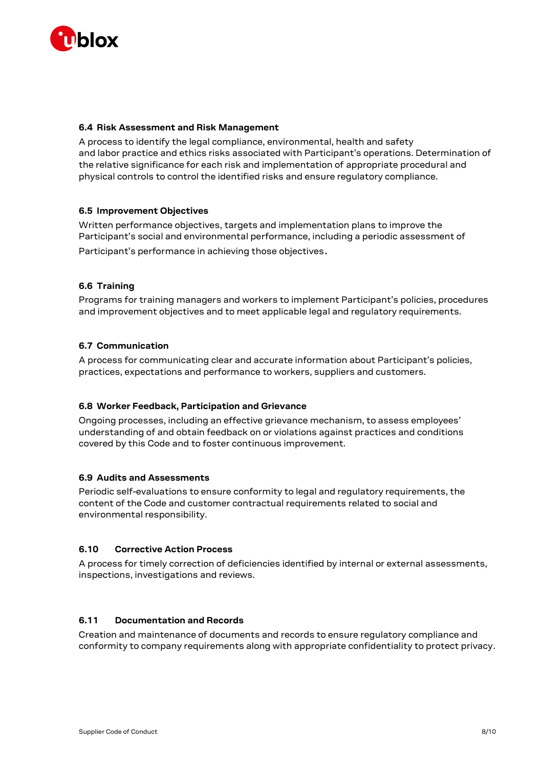### 6.4 Risk Assessment and Risk Management

A process to identify the legal compliance, environmental, health and safety and labor practice and ethics risks associated with Participant's operations. Determination of the relative significance for each risk and implementation of appropriate procedural and physical controls to control the identified risks and ensure regulatory compliance.

### 6.5 Improvement Objectives

Written performance objectives, targets and implementation plans to improve the Participant's social and environmental performance, including a periodic assessment of Participant's performance in achieving those objectives.

### 6.6 Training

Programs for training managers and workers to implement Participant's policies, procedures and improvement objectives and to meet applicable legal and regulatory requirements.

### 6.7 Communication

A process for communicating clear and accurate information about Participant's policies, practices, expectations and performance to workers, suppliers and customers.

### 6.8 Worker Feedback, Participation and Grievance

Ongoing processes, including an effective grievance mechanism, to assess employees' understanding of and obtain feedback on or violations against practices and conditions covered by this Code and to foster continuous improvement.

### 6.9 Audits and Assessments

Periodic self-evaluations to ensure conformity to legal and regulatory requirements, the content of the Code and customer contractual requirements related to social and environmental responsibility.

### 6.10 Corrective Action Process

A process for timely correction of deficiencies identified by internal or external assessments, inspections, investigations and reviews.

### 6.11 Documentation and Records

Creation and maintenance of documents and records to ensure regulatory compliance and conformity to company requirements along with appropriate confidentiality to protect privacy.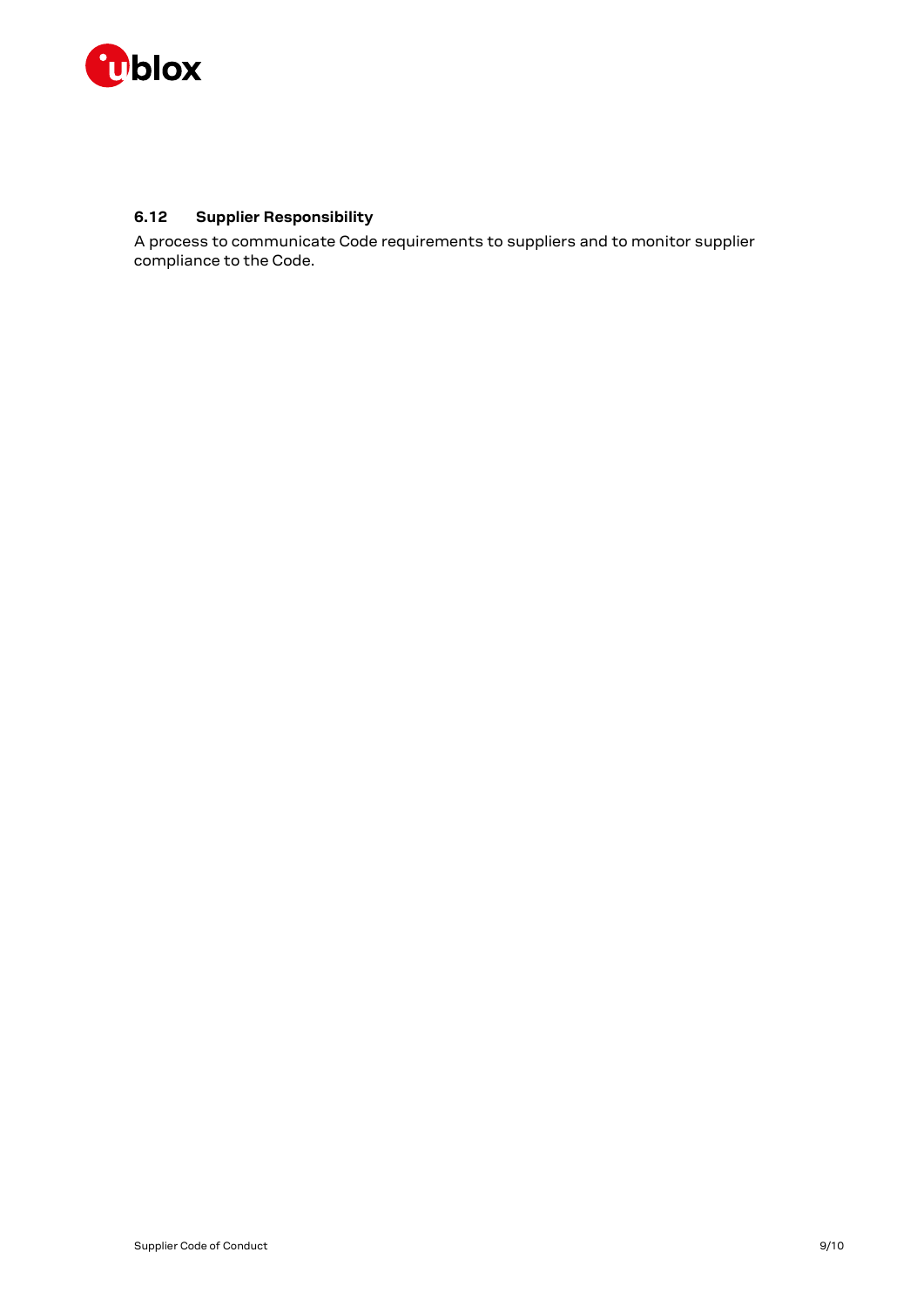### 6.12 Supplier Responsibility

A process to communicate Code requirements to suppliers and to monitor supplier compliance to the Code.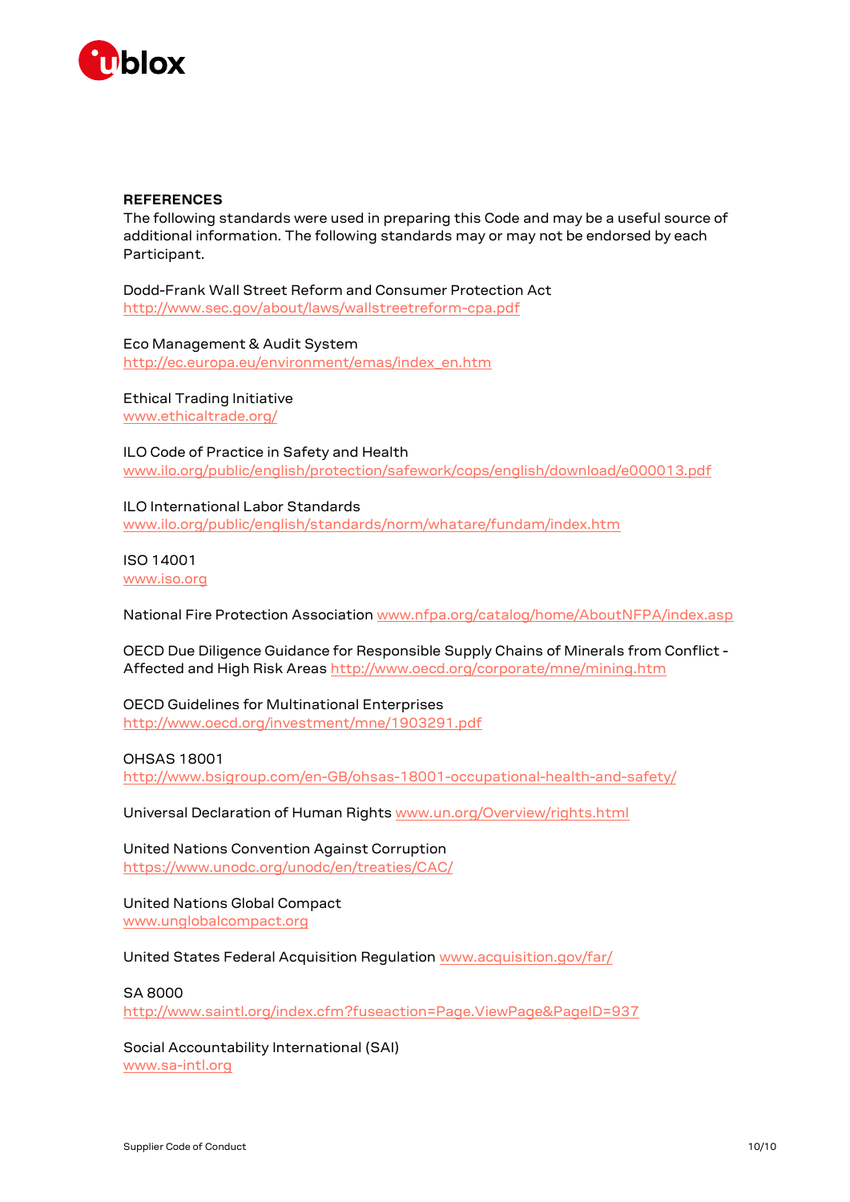**REFERENCES**

The following standards were used in preparing this Code and may be a useful source of additional information. The following standards may or may not be endorsed by each Participant.

Dodd-Frank Wall Street Reform and Consumer Protection Act
http://www.sec.gov/about/laws/wallstreetreform-cpa.pdf

Eco Management & Audit System
http://ec.europa.eu/environment/emas/index_en.htm

Ethical Trading Initiative
www.ethicaltrade.org/

ILO Code of Practice in Safety and Health
www.ilo.org/public/english/protection/safework/cops/english/download/e000013.pdf

ILO International Labor Standards
www.ilo.org/public/english/standards/norm/whatare/fundam/index.htm

ISO 14001
www.iso.org

National Fire Protection Association www.nfpa.org/catalog/home/AboutNFPA/index.asp

OECD Due Diligence Guidance for Responsible Supply Chains of Minerals from Conflict - Affected and High Risk Areas http://www.oecd.org/corporate/mne/mining.htm

OECD Guidelines for Multinational Enterprises
http://www.oecd.org/investment/mne/1903291.pdf

OHSAS 18001
http://www.bsigroup.com/en-GB/ohsas-18001-occupational-health-and-safety/

Universal Declaration of Human Rights www.un.org/Overview/rights.html

United Nations Convention Against Corruption
https://www.unodc.org/unodc/en/treaties/CAC/

United Nations Global Compact
www.unglobalcompact.org

United States Federal Acquisition Regulation www.acquisition.gov/far/

SA 8000
http://www.saintl.org/index.cfm?fuseaction=Page.ViewPage&PageID=937

Social Accountability International (SAI)
www.sa-intl.org